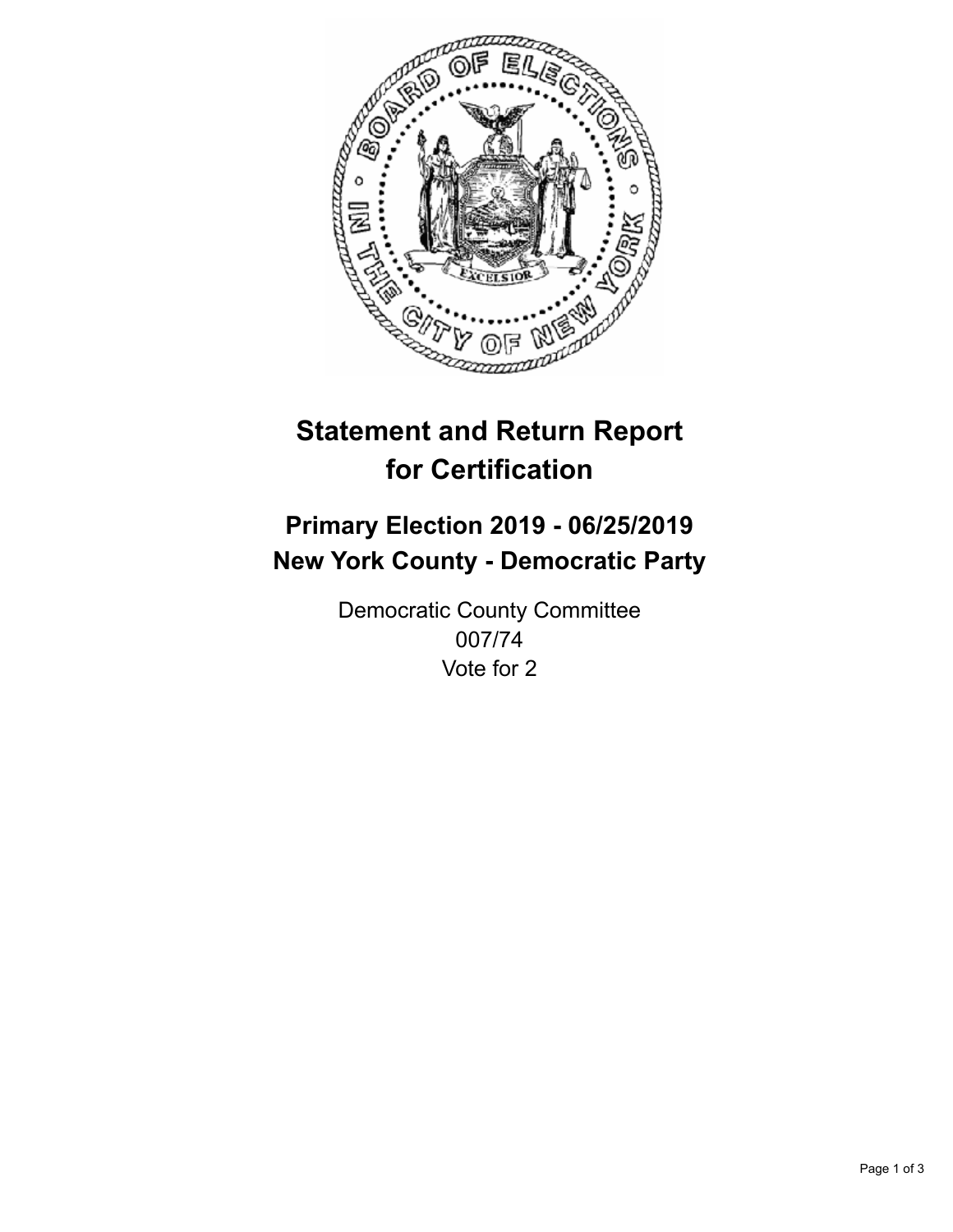# Statement and Return Report for Certification

## Primary Election 2019 - 06/25/2019
## New York County - Democratic Party

Democratic County Committee
007/74
Vote for 2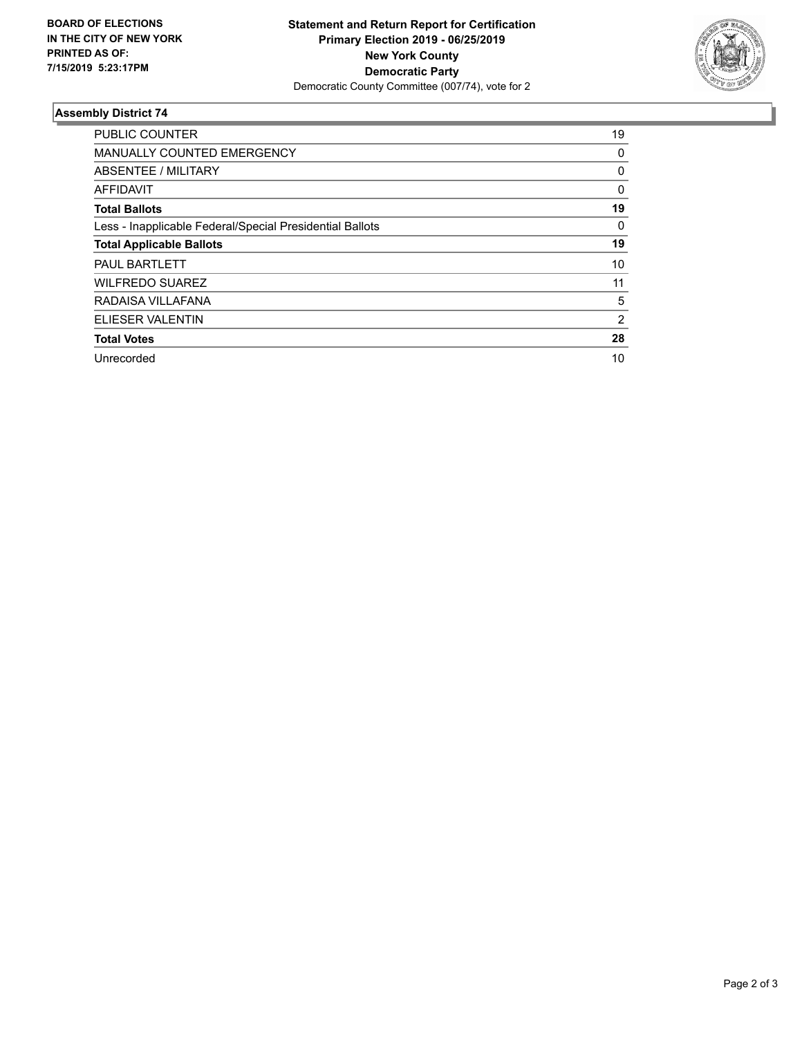**BOARD OF ELECTIONS IN THE CITY OF NEW YORK PRINTED AS OF: 7/15/2019 5:23:17PM**

**Statement and Return Report for Certification**
**Primary Election 2019 - 06/25/2019**
**New York County**
**Democratic Party**
Democratic County Committee (007/74), vote for 2

### Assembly District 74

| | |
|---|---|
| PUBLIC COUNTER | 19 |
| MANUALLY COUNTED EMERGENCY | 0 |
| ABSENTEE / MILITARY | 0 |
| AFFIDAVIT | 0 |
| **Total Ballots** | **19** |
| Less - Inapplicable Federal/Special Presidential Ballots | 0 |
| **Total Applicable Ballots** | **19** |
| PAUL BARTLETT | 10 |
| WILFREDO SUAREZ | 11 |
| RADAISA VILLAFANA | 5 |
| ELIESER VALENTIN | 2 |
| **Total Votes** | **28** |
| Unrecorded | 10 |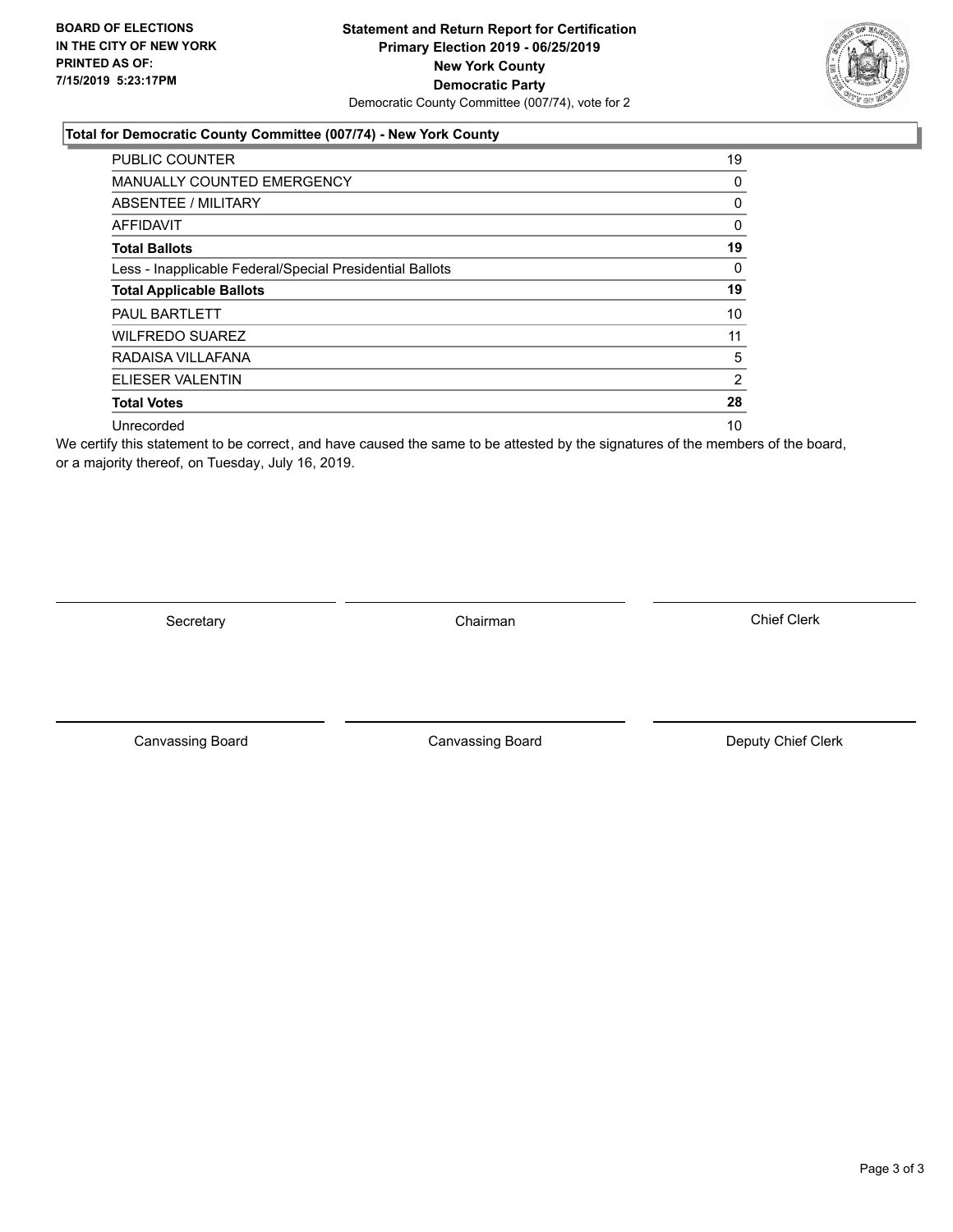**BOARD OF ELECTIONS IN THE CITY OF NEW YORK PRINTED AS OF: 7/15/2019 5:23:17PM**

**Statement and Return Report for Certification**
**Primary Election 2019 - 06/25/2019**
**New York County**
**Democratic Party**
Democratic County Committee (007/74), vote for 2

### Total for Democratic County Committee (007/74) - New York County

| | |
|---|---|
| PUBLIC COUNTER | 19 |
| MANUALLY COUNTED EMERGENCY | 0 |
| ABSENTEE / MILITARY | 0 |
| AFFIDAVIT | 0 |
| **Total Ballots** | **19** |
| Less - Inapplicable Federal/Special Presidential Ballots | 0 |
| **Total Applicable Ballots** | **19** |
| PAUL BARTLETT | 10 |
| WILFREDO SUAREZ | 11 |
| RADAISA VILLAFANA | 5 |
| ELIESER VALENTIN | 2 |
| **Total Votes** | **28** |
| Unrecorded | 10 |

We certify this statement to be correct, and have caused the same to be attested by the signatures of the members of the board, or a majority thereof, on Tuesday, July 16, 2019.

Secretary — Chairman — Chief Clerk

Canvassing Board — Canvassing Board — Deputy Chief Clerk